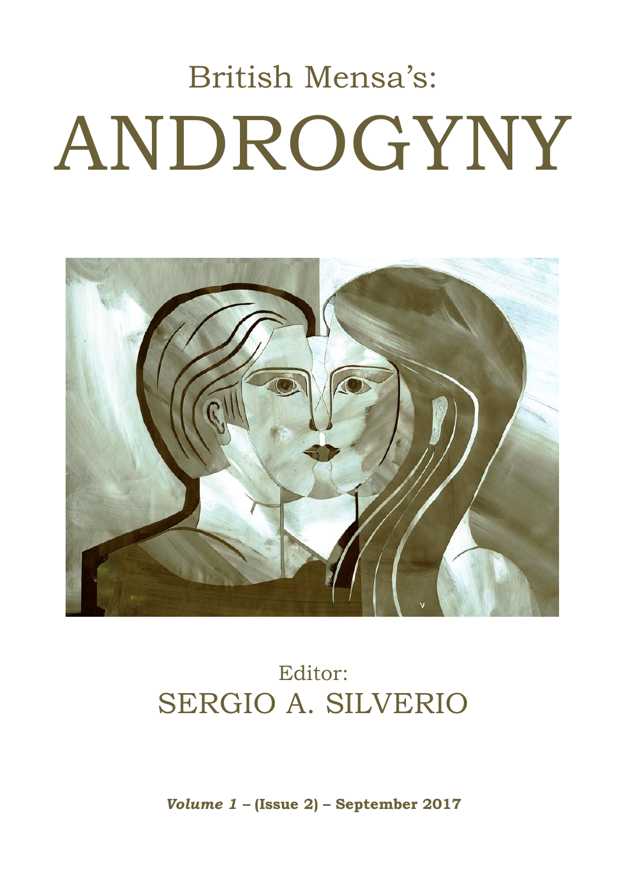British Mensa's:

# ANDROGYNY

Editor:

SERGIO A. SILVERIO

***Volume 1* – (Issue 2) – September 2017**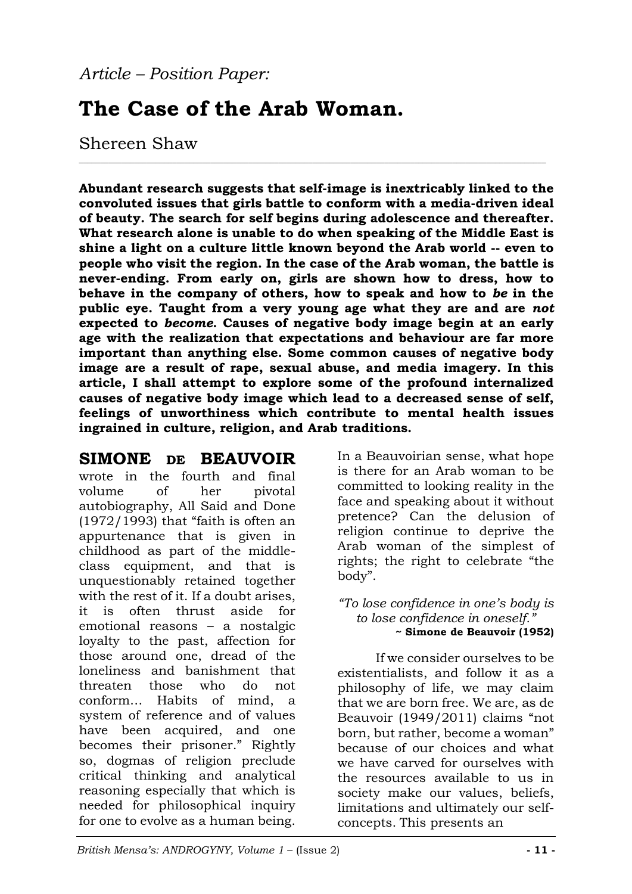*Article – Position Paper:*

# The Case of the Arab Woman.

Shereen Shaw

**Abundant research suggests that self-image is inextricably linked to the convoluted issues that girls battle to conform with a media-driven ideal of beauty. The search for self begins during adolescence and thereafter. What research alone is unable to do when speaking of the Middle East is shine a light on a culture little known beyond the Arab world -- even to people who visit the region. In the case of the Arab woman, the battle is never-ending. From early on, girls are shown how to dress, how to behave in the company of others, how to speak and how to *be* in the public eye. Taught from a very young age what they are and are *not* expected to *become*. Causes of negative body image begin at an early age with the realization that expectations and behaviour are far more important than anything else. Some common causes of negative body image are a result of rape, sexual abuse, and media imagery. In this article, I shall attempt to explore some of the profound internalized causes of negative body image which lead to a decreased sense of self, feelings of unworthiness which contribute to mental health issues ingrained in culture, religion, and Arab traditions.**

**SIMONE DE BEAUVOIR** wrote in the fourth and final volume of her pivotal autobiography, All Said and Done (1972/1993) that "faith is often an appurtenance that is given in childhood as part of the middle-class equipment, and that is unquestionably retained together with the rest of it. If a doubt arises, it is often thrust aside for emotional reasons – a nostalgic loyalty to the past, affection for those around one, dread of the loneliness and banishment that threaten those who do not conform… Habits of mind, a system of reference and of values have been acquired, and one becomes their prisoner." Rightly so, dogmas of religion preclude critical thinking and analytical reasoning especially that which is needed for philosophical inquiry for one to evolve as a human being. In a Beauvoirian sense, what hope is there for an Arab woman to be committed to looking reality in the face and speaking about it without pretence? Can the delusion of religion continue to deprive the Arab woman of the simplest of rights; the right to celebrate "the body".

*"To lose confidence in one's body is to lose confidence in oneself."*
**~ Simone de Beauvoir (1952)**

If we consider ourselves to be existentialists, and follow it as a philosophy of life, we may claim that we are born free. We are, as de Beauvoir (1949/2011) claims "not born, but rather, become a woman" because of our choices and what we have carved for ourselves with the resources available to us in society make our values, beliefs, limitations and ultimately our self-concepts. This presents an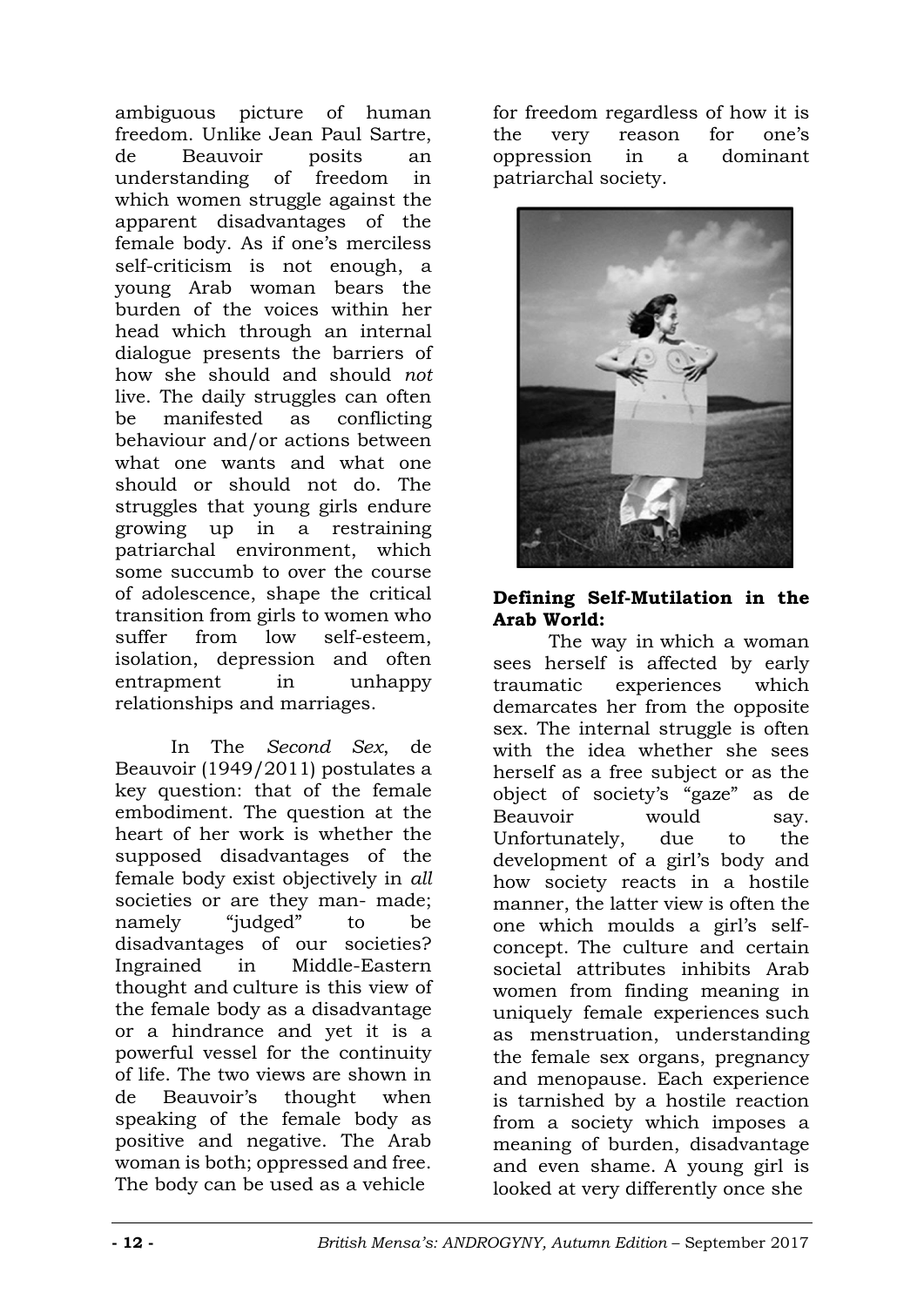ambiguous picture of human freedom. Unlike Jean Paul Sartre, de Beauvoir posits an understanding of freedom in which women struggle against the apparent disadvantages of the female body. As if one's merciless self-criticism is not enough, a young Arab woman bears the burden of the voices within her head which through an internal dialogue presents the barriers of how she should and should *not* live. The daily struggles can often be manifested as conflicting behaviour and/or actions between what one wants and what one should or should not do. The struggles that young girls endure growing up in a restraining patriarchal environment, which some succumb to over the course of adolescence, shape the critical transition from girls to women who suffer from low self-esteem, isolation, depression and often entrapment in unhappy relationships and marriages.

In The *Second Sex*, de Beauvoir (1949/2011) postulates a key question: that of the female embodiment. The question at the heart of her work is whether the supposed disadvantages of the female body exist objectively in *all* societies or are they man- made; namely "judged" to be disadvantages of our societies? Ingrained in Middle-Eastern thought and culture is this view of the female body as a disadvantage or a hindrance and yet it is a powerful vessel for the continuity of life. The two views are shown in de Beauvoir's thought when speaking of the female body as positive and negative. The Arab woman is both; oppressed and free. The body can be used as a vehicle for freedom regardless of how it is the very reason for one's oppression in a dominant patriarchal society.

**Defining Self-Mutilation in the Arab World:**

The way in which a woman sees herself is affected by early traumatic experiences which demarcates her from the opposite sex. The internal struggle is often with the idea whether she sees herself as a free subject or as the object of society's "gaze" as de Beauvoir would say. Unfortunately, due to the development of a girl's body and how society reacts in a hostile manner, the latter view is often the one which moulds a girl's self-concept. The culture and certain societal attributes inhibits Arab women from finding meaning in uniquely female experiences such as menstruation, understanding the female sex organs, pregnancy and menopause. Each experience is tarnished by a hostile reaction from a society which imposes a meaning of burden, disadvantage and even shame. A young girl is looked at very differently once she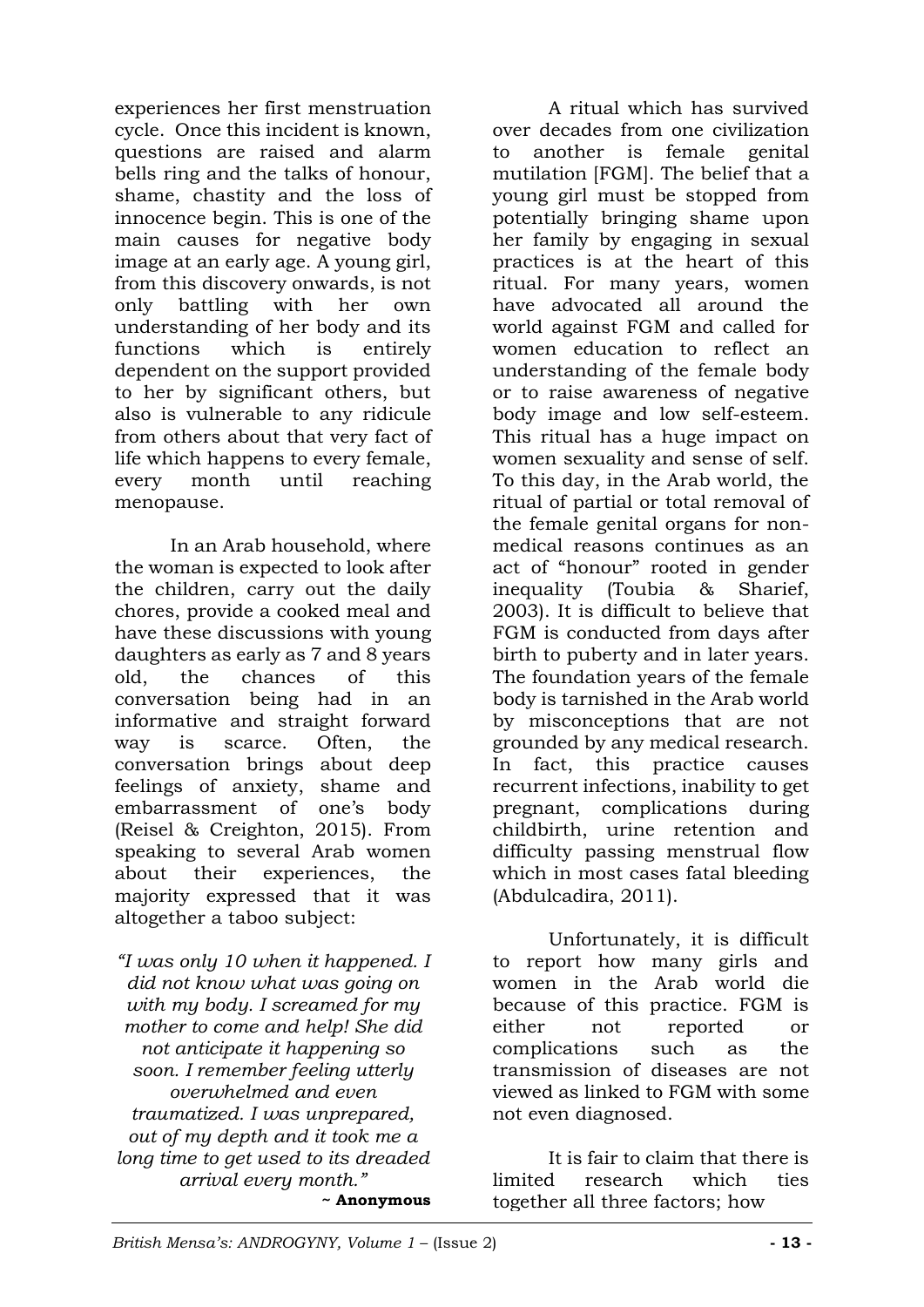experiences her first menstruation cycle. Once this incident is known, questions are raised and alarm bells ring and the talks of honour, shame, chastity and the loss of innocence begin. This is one of the main causes for negative body image at an early age. A young girl, from this discovery onwards, is not only battling with her own understanding of her body and its functions which is entirely dependent on the support provided to her by significant others, but also is vulnerable to any ridicule from others about that very fact of life which happens to every female, every month until reaching menopause.

In an Arab household, where the woman is expected to look after the children, carry out the daily chores, provide a cooked meal and have these discussions with young daughters as early as 7 and 8 years old, the chances of this conversation being had in an informative and straight forward way is scarce. Often, the conversation brings about deep feelings of anxiety, shame and embarrassment of one's body (Reisel & Creighton, 2015). From speaking to several Arab women about their experiences, the majority expressed that it was altogether a taboo subject:

*"I was only 10 when it happened. I did not know what was going on with my body. I screamed for my mother to come and help! She did not anticipate it happening so soon. I remember feeling utterly overwhelmed and even traumatized. I was unprepared, out of my depth and it took me a long time to get used to its dreaded arrival every month."*
**~ Anonymous**

A ritual which has survived over decades from one civilization to another is female genital mutilation [FGM]. The belief that a young girl must be stopped from potentially bringing shame upon her family by engaging in sexual practices is at the heart of this ritual. For many years, women have advocated all around the world against FGM and called for women education to reflect an understanding of the female body or to raise awareness of negative body image and low self-esteem. This ritual has a huge impact on women sexuality and sense of self. To this day, in the Arab world, the ritual of partial or total removal of the female genital organs for non-medical reasons continues as an act of "honour" rooted in gender inequality (Toubia & Sharief, 2003). It is difficult to believe that FGM is conducted from days after birth to puberty and in later years. The foundation years of the female body is tarnished in the Arab world by misconceptions that are not grounded by any medical research. In fact, this practice causes recurrent infections, inability to get pregnant, complications during childbirth, urine retention and difficulty passing menstrual flow which in most cases fatal bleeding (Abdulcadira, 2011).

Unfortunately, it is difficult to report how many girls and women in the Arab world die because of this practice. FGM is either not reported or complications such as the transmission of diseases are not viewed as linked to FGM with some not even diagnosed.

It is fair to claim that there is limited research which ties together all three factors; how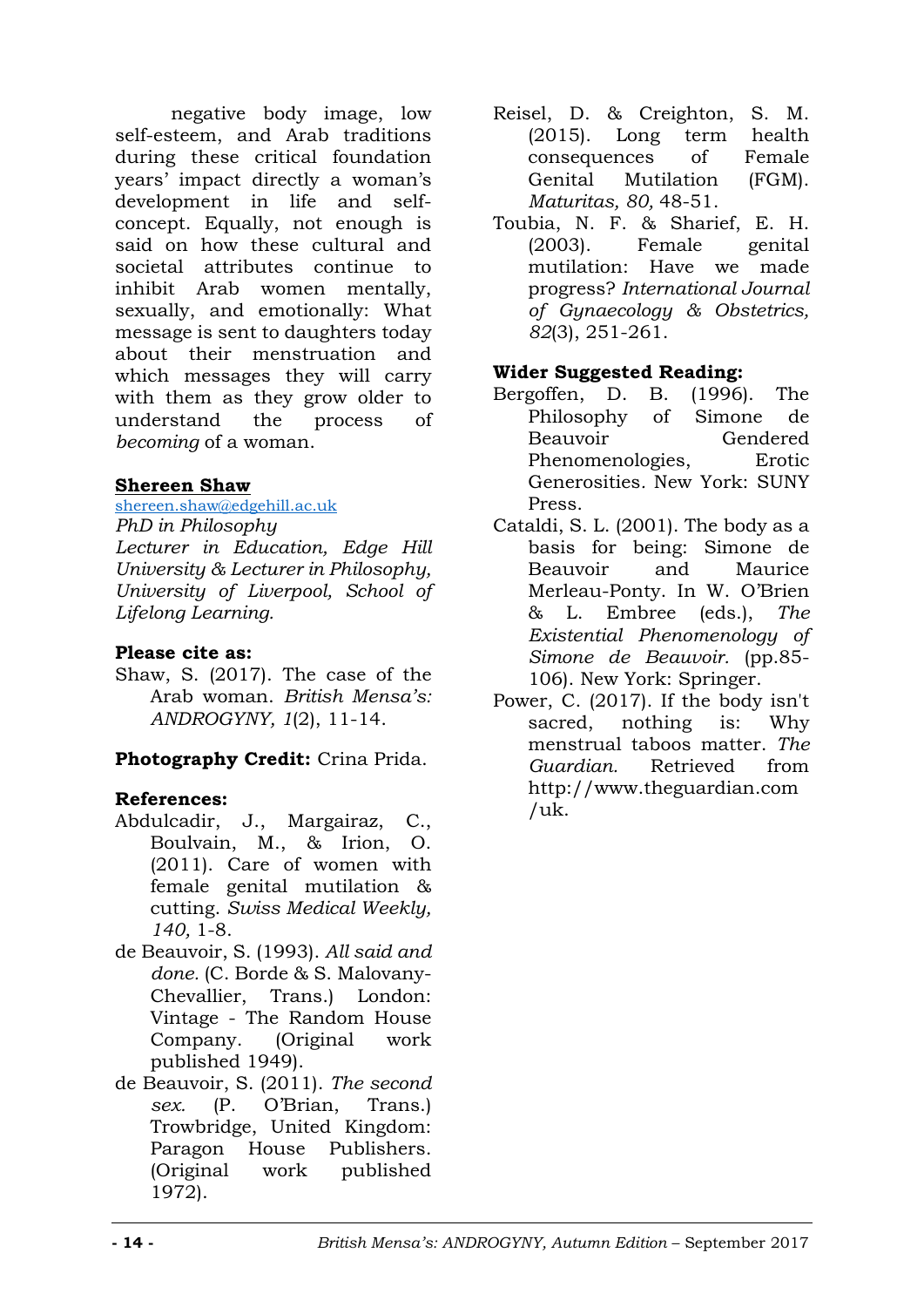negative body image, low self-esteem, and Arab traditions during these critical foundation years' impact directly a woman's development in life and self-concept. Equally, not enough is said on how these cultural and societal attributes continue to inhibit Arab women mentally, sexually, and emotionally: What message is sent to daughters today about their menstruation and which messages they will carry with them as they grow older to understand the process of *becoming* of a woman.

**Shereen Shaw**

shereen.shaw@edgehill.ac.uk

*PhD in Philosophy*

*Lecturer in Education, Edge Hill University & Lecturer in Philosophy, University of Liverpool, School of Lifelong Learning.*

**Please cite as:**

Shaw, S. (2017). The case of the Arab woman. *British Mensa's: ANDROGYNY, 1*(2), 11-14.

**Photography Credit:** Crina Prida.

**References:**

Abdulcadir, J., Margairaz, C., Boulvain, M., & Irion, O. (2011). Care of women with female genital mutilation & cutting. *Swiss Medical Weekly, 140,* 1-8.

de Beauvoir, S. (1993). *All said and done.* (C. Borde & S. Malovany-Chevallier, Trans.) London: Vintage - The Random House Company. (Original work published 1949).

de Beauvoir, S. (2011). *The second sex.* (P. O'Brian, Trans.) Trowbridge, United Kingdom: Paragon House Publishers. (Original work published 1972).

Reisel, D. & Creighton, S. M. (2015). Long term health consequences of Female Genital Mutilation (FGM). *Maturitas, 80,* 48-51.

Toubia, N. F. & Sharief, E. H. (2003). Female genital mutilation: Have we made progress? *International Journal of Gynaecology & Obstetrics, 82*(3), 251-261.

**Wider Suggested Reading:**

Bergoffen, D. B. (1996). The Philosophy of Simone de Beauvoir Gendered Phenomenologies, Erotic Generosities. New York: SUNY Press.

Cataldi, S. L. (2001). The body as a basis for being: Simone de Beauvoir and Maurice Merleau-Ponty. In W. O'Brien & L. Embree (eds.), *The Existential Phenomenology of Simone de Beauvoir.* (pp.85-106). New York: Springer.

Power, C. (2017). If the body isn't sacred, nothing is: Why menstrual taboos matter. *The Guardian.* Retrieved from http://www.theguardian.com/uk.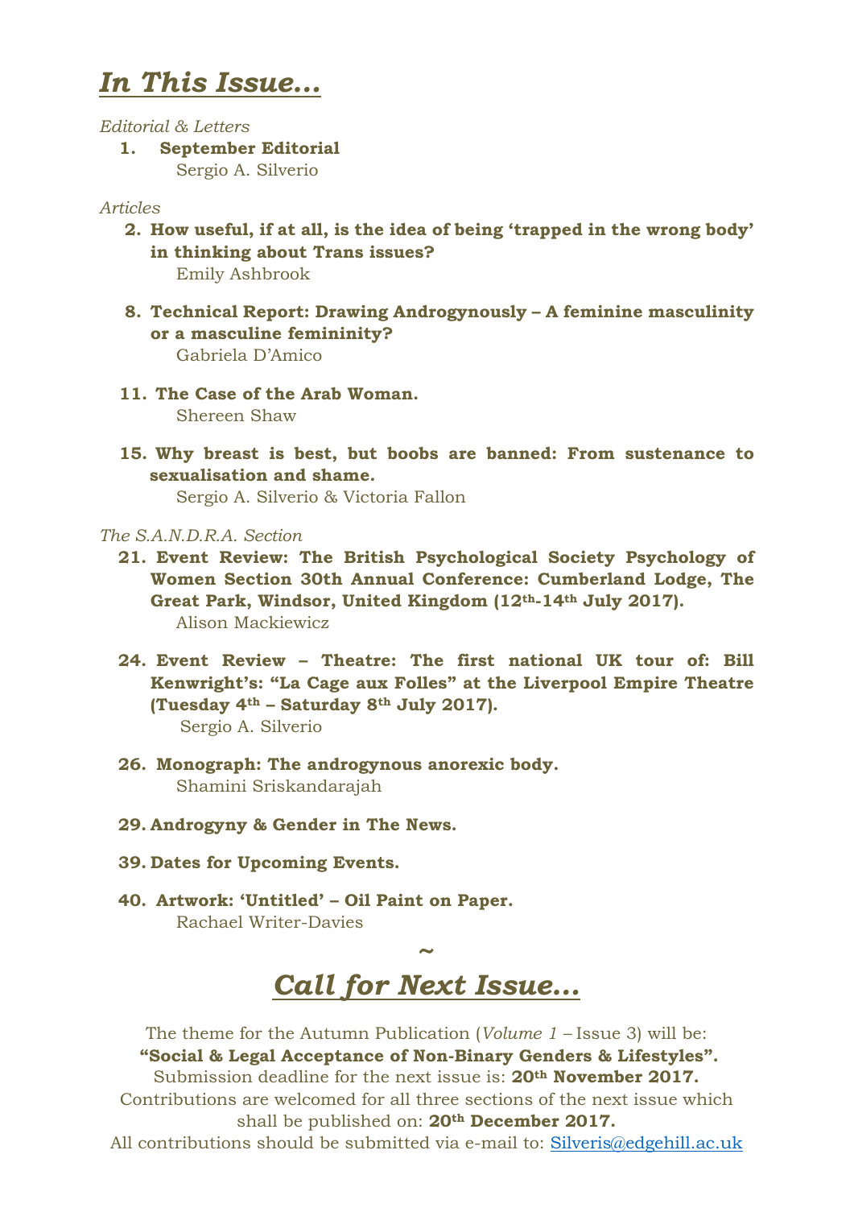# *In This Issue…*

*Editorial & Letters*

1. **September Editorial**
   Sergio A. Silverio

*Articles*

2. **How useful, if at all, is the idea of being 'trapped in the wrong body' in thinking about Trans issues?**
   Emily Ashbrook

8. **Technical Report: Drawing Androgynously – A feminine masculinity or a masculine femininity?**
   Gabriela D'Amico

11. **The Case of the Arab Woman.**
   Shereen Shaw

15. **Why breast is best, but boobs are banned: From sustenance to sexualisation and shame.**
   Sergio A. Silverio & Victoria Fallon

*The S.A.N.D.R.A. Section*

21. **Event Review: The British Psychological Society Psychology of Women Section 30th Annual Conference: Cumberland Lodge, The Great Park, Windsor, United Kingdom (12th-14th July 2017).**
   Alison Mackiewicz

24. **Event Review – Theatre: The first national UK tour of: Bill Kenwright's: "La Cage aux Folles" at the Liverpool Empire Theatre (Tuesday 4th – Saturday 8th July 2017).**
   Sergio A. Silverio

26. **Monograph: The androgynous anorexic body.**
   Shamini Sriskandarajah

29. **Androgyny & Gender in The News.**

39. **Dates for Upcoming Events.**

40. **Artwork: 'Untitled' – Oil Paint on Paper.**
   Rachael Writer-Davies

~

# *Call for Next Issue…*

The theme for the Autumn Publication (*Volume 1* – Issue 3) will be:
**"Social & Legal Acceptance of Non-Binary Genders & Lifestyles".**
Submission deadline for the next issue is: **20th November 2017.**
Contributions are welcomed for all three sections of the next issue which shall be published on: **20th December 2017.**
All contributions should be submitted via e-mail to: Silveris@edgehill.ac.uk